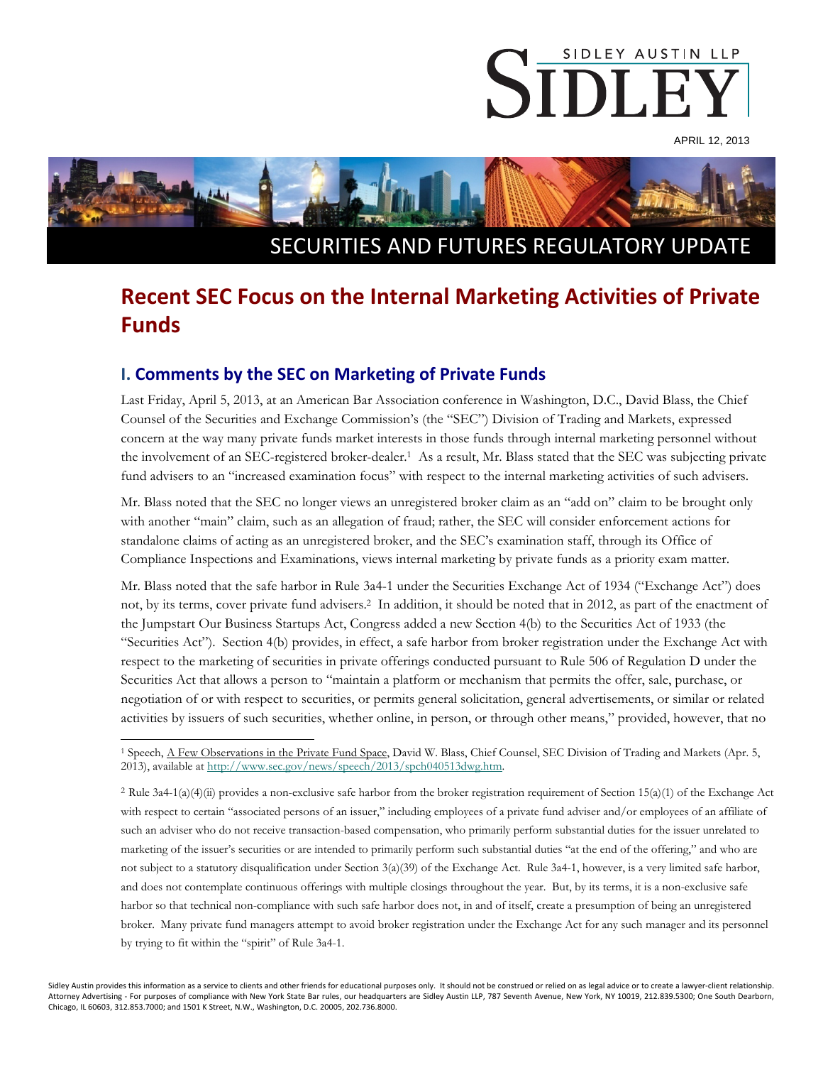SIDLEY AUSTIN LLP

SIDLEY

APRIL 12, 2013

SECURITIES AND FUTURES REGULATORY UPDATE

# Recent SEC Focus on the Internal Marketing Activities of Private Funds

## I. Comments by the SEC on Marketing of Private Funds

Last Friday, April 5, 2013, at an American Bar Association conference in Washington, D.C., David Blass, the Chief Counsel of the Securities and Exchange Commission's (the "SEC") Division of Trading and Markets, expressed concern at the way many private funds market interests in those funds through internal marketing personnel without the involvement of an SEC-registered broker-dealer.[1] As a result, Mr. Blass stated that the SEC was subjecting private fund advisers to an "increased examination focus" with respect to the internal marketing activities of such advisers.

Mr. Blass noted that the SEC no longer views an unregistered broker claim as an "add on" claim to be brought only with another "main" claim, such as an allegation of fraud; rather, the SEC will consider enforcement actions for standalone claims of acting as an unregistered broker, and the SEC's examination staff, through its Office of Compliance Inspections and Examinations, views internal marketing by private funds as a priority exam matter.

Mr. Blass noted that the safe harbor in Rule 3a4-1 under the Securities Exchange Act of 1934 ("Exchange Act") does not, by its terms, cover private fund advisers.[2] In addition, it should be noted that in 2012, as part of the enactment of the Jumpstart Our Business Startups Act, Congress added a new Section 4(b) to the Securities Act of 1933 (the "Securities Act"). Section 4(b) provides, in effect, a safe harbor from broker registration under the Exchange Act with respect to the marketing of securities in private offerings conducted pursuant to Rule 506 of Regulation D under the Securities Act that allows a person to "maintain a platform or mechanism that permits the offer, sale, purchase, or negotiation of or with respect to securities, or permits general solicitation, general advertisements, or similar or related activities by issuers of such securities, whether online, in person, or through other means," provided, however, that no

---

[1] Speech, A Few Observations in the Private Fund Space, David W. Blass, Chief Counsel, SEC Division of Trading and Markets (Apr. 5, 2013), available at http://www.sec.gov/news/speech/2013/spch040513dwg.htm.

[2] Rule 3a4-1(a)(4)(ii) provides a non-exclusive safe harbor from the broker registration requirement of Section 15(a)(1) of the Exchange Act with respect to certain "associated persons of an issuer," including employees of a private fund adviser and/or employees of an affiliate of such an adviser who do not receive transaction-based compensation, who primarily perform substantial duties for the issuer unrelated to marketing of the issuer's securities or are intended to primarily perform such substantial duties "at the end of the offering," and who are not subject to a statutory disqualification under Section 3(a)(39) of the Exchange Act. Rule 3a4-1, however, is a very limited safe harbor, and does not contemplate continuous offerings with multiple closings throughout the year. But, by its terms, it is a non-exclusive safe harbor so that technical non-compliance with such safe harbor does not, in and of itself, create a presumption of being an unregistered broker. Many private fund managers attempt to avoid broker registration under the Exchange Act for any such manager and its personnel by trying to fit within the "spirit" of Rule 3a4-1.

Sidley Austin provides this information as a service to clients and other friends for educational purposes only. It should not be construed or relied on as legal advice or to create a lawyer-client relationship. Attorney Advertising - For purposes of compliance with New York State Bar rules, our headquarters are Sidley Austin LLP, 787 Seventh Avenue, New York, NY 10019, 212.839.5300; One South Dearborn, Chicago, IL 60603, 312.853.7000; and 1501 K Street, N.W., Washington, D.C. 20005, 202.736.8000.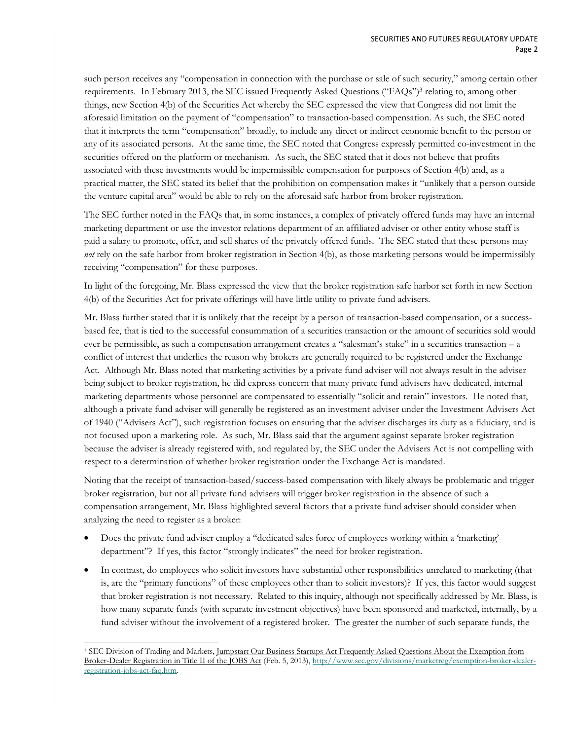such person receives any "compensation in connection with the purchase or sale of such security," among certain other requirements. In February 2013, the SEC issued Frequently Asked Questions ("FAQs")[3] relating to, among other things, new Section 4(b) of the Securities Act whereby the SEC expressed the view that Congress did not limit the aforesaid limitation on the payment of "compensation" to transaction-based compensation. As such, the SEC noted that it interprets the term "compensation" broadly, to include any direct or indirect economic benefit to the person or any of its associated persons. At the same time, the SEC noted that Congress expressly permitted co-investment in the securities offered on the platform or mechanism. As such, the SEC stated that it does not believe that profits associated with these investments would be impermissible compensation for purposes of Section 4(b) and, as a practical matter, the SEC stated its belief that the prohibition on compensation makes it "unlikely that a person outside the venture capital area" would be able to rely on the aforesaid safe harbor from broker registration.

The SEC further noted in the FAQs that, in some instances, a complex of privately offered funds may have an internal marketing department or use the investor relations department of an affiliated adviser or other entity whose staff is paid a salary to promote, offer, and sell shares of the privately offered funds. The SEC stated that these persons may *not* rely on the safe harbor from broker registration in Section 4(b), as those marketing persons would be impermissibly receiving "compensation" for these purposes.

In light of the foregoing, Mr. Blass expressed the view that the broker registration safe harbor set forth in new Section 4(b) of the Securities Act for private offerings will have little utility to private fund advisers.

Mr. Blass further stated that it is unlikely that the receipt by a person of transaction-based compensation, or a success-based fee, that is tied to the successful consummation of a securities transaction or the amount of securities sold would ever be permissible, as such a compensation arrangement creates a "salesman's stake" in a securities transaction – a conflict of interest that underlies the reason why brokers are generally required to be registered under the Exchange Act. Although Mr. Blass noted that marketing activities by a private fund adviser will not always result in the adviser being subject to broker registration, he did express concern that many private fund advisers have dedicated, internal marketing departments whose personnel are compensated to essentially "solicit and retain" investors. He noted that, although a private fund adviser will generally be registered as an investment adviser under the Investment Advisers Act of 1940 ("Advisers Act"), such registration focuses on ensuring that the adviser discharges its duty as a fiduciary, and is not focused upon a marketing role. As such, Mr. Blass said that the argument against separate broker registration because the adviser is already registered with, and regulated by, the SEC under the Advisers Act is not compelling with respect to a determination of whether broker registration under the Exchange Act is mandated.

Noting that the receipt of transaction-based/success-based compensation with likely always be problematic and trigger broker registration, but not all private fund advisers will trigger broker registration in the absence of such a compensation arrangement, Mr. Blass highlighted several factors that a private fund adviser should consider when analyzing the need to register as a broker:

- Does the private fund adviser employ a "dedicated sales force of employees working within a 'marketing' department"? If yes, this factor "strongly indicates" the need for broker registration.
- In contrast, do employees who solicit investors have substantial other responsibilities unrelated to marketing (that is, are the "primary functions" of these employees other than to solicit investors)? If yes, this factor would suggest that broker registration is not necessary. Related to this inquiry, although not specifically addressed by Mr. Blass, is how many separate funds (with separate investment objectives) have been sponsored and marketed, internally, by a fund adviser without the involvement of a registered broker. The greater the number of such separate funds, the

[3] SEC Division of Trading and Markets, Jumpstart Our Business Startups Act Frequently Asked Questions About the Exemption from Broker-Dealer Registration in Title II of the JOBS Act (Feb. 5, 2013), http://www.sec.gov/divisions/marketreg/exemption-broker-dealer-registration-jobs-act-faq.htm.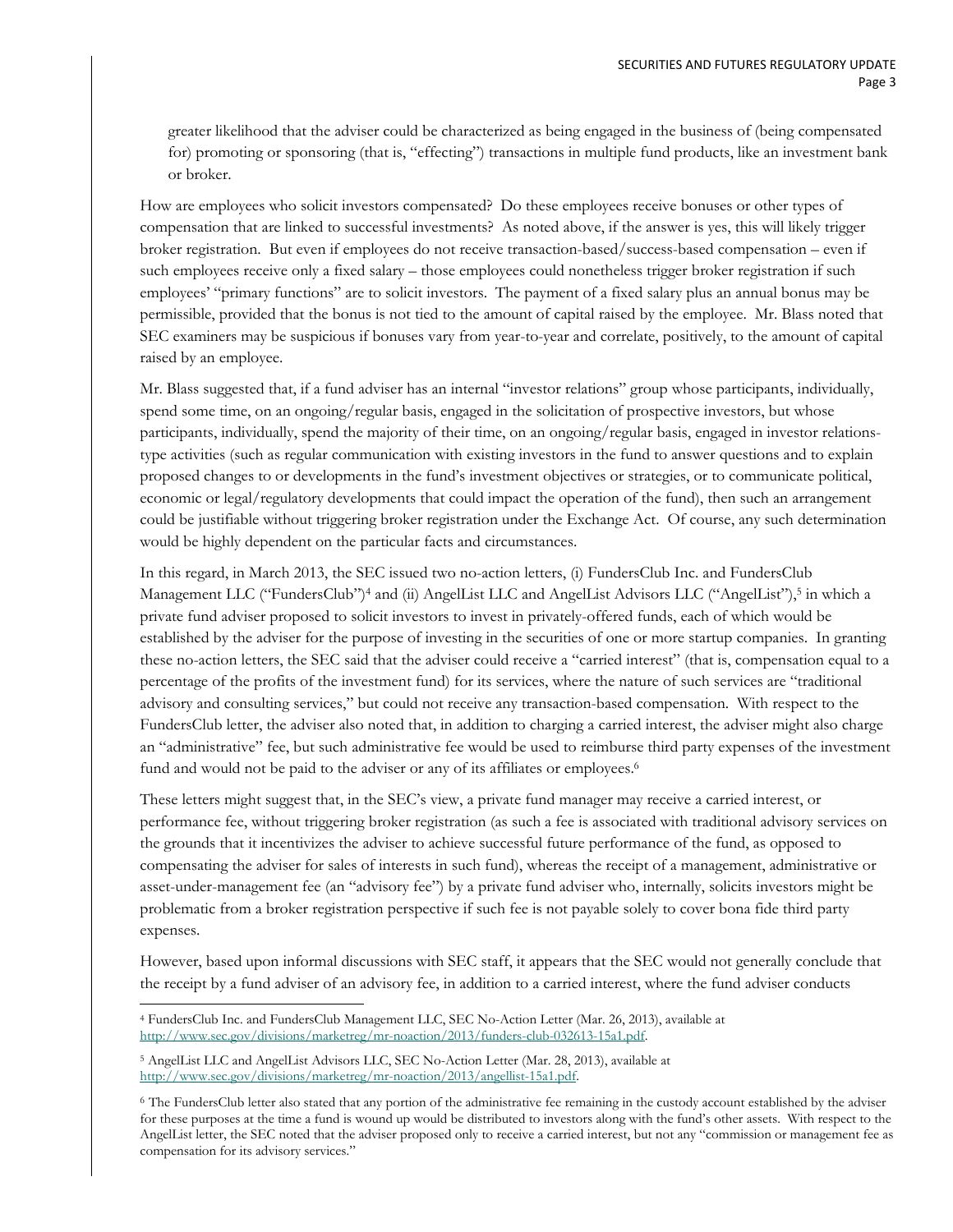greater likelihood that the adviser could be characterized as being engaged in the business of (being compensated for) promoting or sponsoring (that is, "effecting") transactions in multiple fund products, like an investment bank or broker.

How are employees who solicit investors compensated? Do these employees receive bonuses or other types of compensation that are linked to successful investments? As noted above, if the answer is yes, this will likely trigger broker registration. But even if employees do not receive transaction-based/success-based compensation – even if such employees receive only a fixed salary – those employees could nonetheless trigger broker registration if such employees' "primary functions" are to solicit investors. The payment of a fixed salary plus an annual bonus may be permissible, provided that the bonus is not tied to the amount of capital raised by the employee. Mr. Blass noted that SEC examiners may be suspicious if bonuses vary from year-to-year and correlate, positively, to the amount of capital raised by an employee.

Mr. Blass suggested that, if a fund adviser has an internal "investor relations" group whose participants, individually, spend some time, on an ongoing/regular basis, engaged in the solicitation of prospective investors, but whose participants, individually, spend the majority of their time, on an ongoing/regular basis, engaged in investor relations-type activities (such as regular communication with existing investors in the fund to answer questions and to explain proposed changes to or developments in the fund's investment objectives or strategies, or to communicate political, economic or legal/regulatory developments that could impact the operation of the fund), then such an arrangement could be justifiable without triggering broker registration under the Exchange Act. Of course, any such determination would be highly dependent on the particular facts and circumstances.

In this regard, in March 2013, the SEC issued two no-action letters, (i) FundersClub Inc. and FundersClub Management LLC ("FundersClub")[4] and (ii) AngelList LLC and AngelList Advisors LLC ("AngelList"),[5] in which a private fund adviser proposed to solicit investors to invest in privately-offered funds, each of which would be established by the adviser for the purpose of investing in the securities of one or more startup companies. In granting these no-action letters, the SEC said that the adviser could receive a "carried interest" (that is, compensation equal to a percentage of the profits of the investment fund) for its services, where the nature of such services are "traditional advisory and consulting services," but could not receive any transaction-based compensation. With respect to the FundersClub letter, the adviser also noted that, in addition to charging a carried interest, the adviser might also charge an "administrative" fee, but such administrative fee would be used to reimburse third party expenses of the investment fund and would not be paid to the adviser or any of its affiliates or employees.[6]

These letters might suggest that, in the SEC's view, a private fund manager may receive a carried interest, or performance fee, without triggering broker registration (as such a fee is associated with traditional advisory services on the grounds that it incentivizes the adviser to achieve successful future performance of the fund, as opposed to compensating the adviser for sales of interests in such fund), whereas the receipt of a management, administrative or asset-under-management fee (an "advisory fee") by a private fund adviser who, internally, solicits investors might be problematic from a broker registration perspective if such fee is not payable solely to cover bona fide third party expenses.

However, based upon informal discussions with SEC staff, it appears that the SEC would not generally conclude that the receipt by a fund adviser of an advisory fee, in addition to a carried interest, where the fund adviser conducts

---

[4] FundersClub Inc. and FundersClub Management LLC, SEC No-Action Letter (Mar. 26, 2013), available at http://www.sec.gov/divisions/marketreg/mr-noaction/2013/funders-club-032613-15a1.pdf.

[5] AngelList LLC and AngelList Advisors LLC, SEC No-Action Letter (Mar. 28, 2013), available at http://www.sec.gov/divisions/marketreg/mr-noaction/2013/angellist-15a1.pdf.

[6] The FundersClub letter also stated that any portion of the administrative fee remaining in the custody account established by the adviser for these purposes at the time a fund is wound up would be distributed to investors along with the fund's other assets. With respect to the AngelList letter, the SEC noted that the adviser proposed only to receive a carried interest, but not any "commission or management fee as compensation for its advisory services."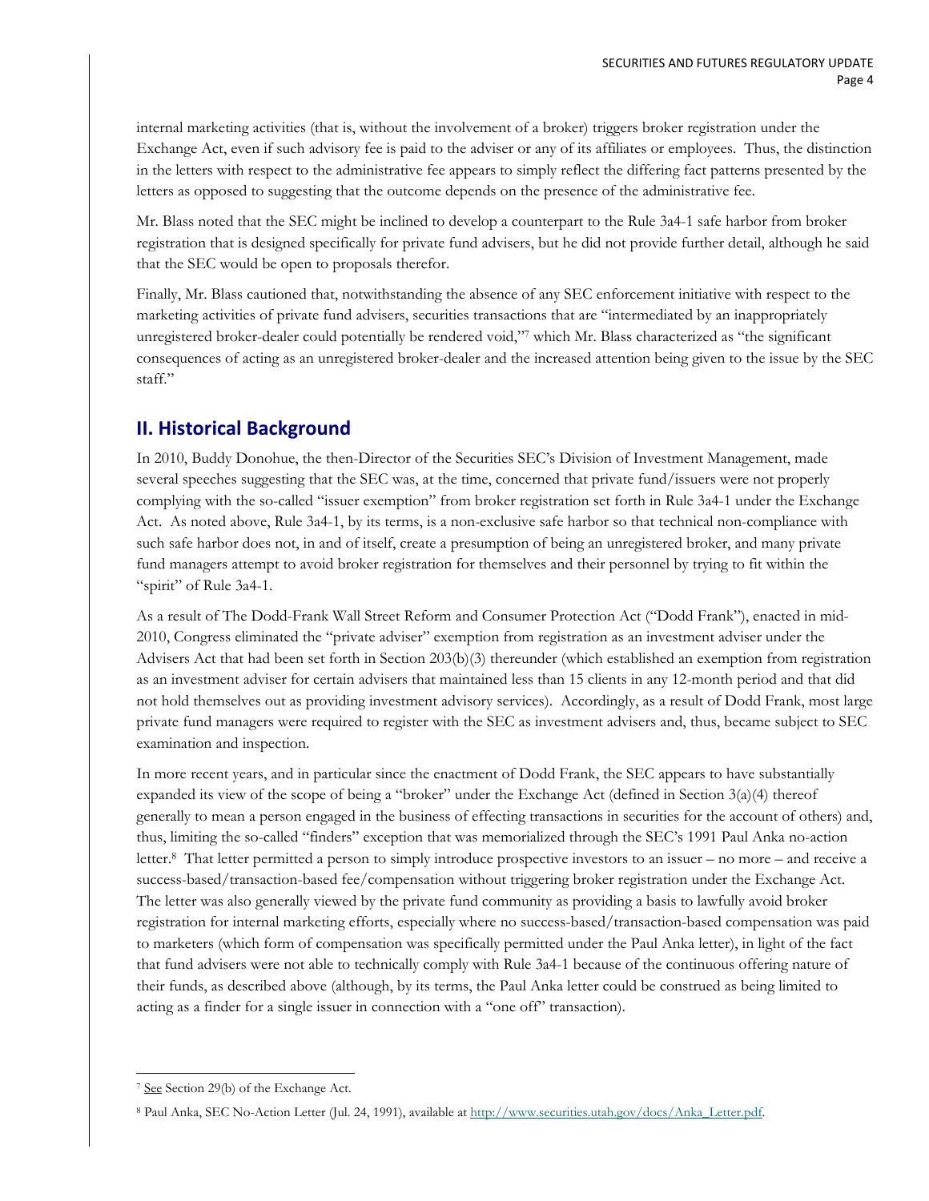internal marketing activities (that is, without the involvement of a broker) triggers broker registration under the Exchange Act, even if such advisory fee is paid to the adviser or any of its affiliates or employees. Thus, the distinction in the letters with respect to the administrative fee appears to simply reflect the differing fact patterns presented by the letters as opposed to suggesting that the outcome depends on the presence of the administrative fee.

Mr. Blass noted that the SEC might be inclined to develop a counterpart to the Rule 3a4-1 safe harbor from broker registration that is designed specifically for private fund advisers, but he did not provide further detail, although he said that the SEC would be open to proposals therefor.

Finally, Mr. Blass cautioned that, notwithstanding the absence of any SEC enforcement initiative with respect to the marketing activities of private fund advisers, securities transactions that are "intermediated by an inappropriately unregistered broker-dealer could potentially be rendered void,"[7] which Mr. Blass characterized as "the significant consequences of acting as an unregistered broker-dealer and the increased attention being given to the issue by the SEC staff."

## II. Historical Background

In 2010, Buddy Donohue, the then-Director of the Securities SEC's Division of Investment Management, made several speeches suggesting that the SEC was, at the time, concerned that private fund/issuers were not properly complying with the so-called "issuer exemption" from broker registration set forth in Rule 3a4-1 under the Exchange Act. As noted above, Rule 3a4-1, by its terms, is a non-exclusive safe harbor so that technical non-compliance with such safe harbor does not, in and of itself, create a presumption of being an unregistered broker, and many private fund managers attempt to avoid broker registration for themselves and their personnel by trying to fit within the "spirit" of Rule 3a4-1.

As a result of The Dodd-Frank Wall Street Reform and Consumer Protection Act ("Dodd Frank"), enacted in mid-2010, Congress eliminated the "private adviser" exemption from registration as an investment adviser under the Advisers Act that had been set forth in Section 203(b)(3) thereunder (which established an exemption from registration as an investment adviser for certain advisers that maintained less than 15 clients in any 12-month period and that did not hold themselves out as providing investment advisory services). Accordingly, as a result of Dodd Frank, most large private fund managers were required to register with the SEC as investment advisers and, thus, became subject to SEC examination and inspection.

In more recent years, and in particular since the enactment of Dodd Frank, the SEC appears to have substantially expanded its view of the scope of being a "broker" under the Exchange Act (defined in Section 3(a)(4) thereof generally to mean a person engaged in the business of effecting transactions in securities for the account of others) and, thus, limiting the so-called "finders" exception that was memorialized through the SEC's 1991 Paul Anka no-action letter.[8] That letter permitted a person to simply introduce prospective investors to an issuer – no more – and receive a success-based/transaction-based fee/compensation without triggering broker registration under the Exchange Act. The letter was also generally viewed by the private fund community as providing a basis to lawfully avoid broker registration for internal marketing efforts, especially where no success-based/transaction-based compensation was paid to marketers (which form of compensation was specifically permitted under the Paul Anka letter), in light of the fact that fund advisers were not able to technically comply with Rule 3a4-1 because of the continuous offering nature of their funds, as described above (although, by its terms, the Paul Anka letter could be construed as being limited to acting as a finder for a single issuer in connection with a "one off" transaction).

---

[7] See Section 29(b) of the Exchange Act.

[8] Paul Anka, SEC No-Action Letter (Jul. 24, 1991), available at http://www.securities.utah.gov/docs/Anka_Letter.pdf.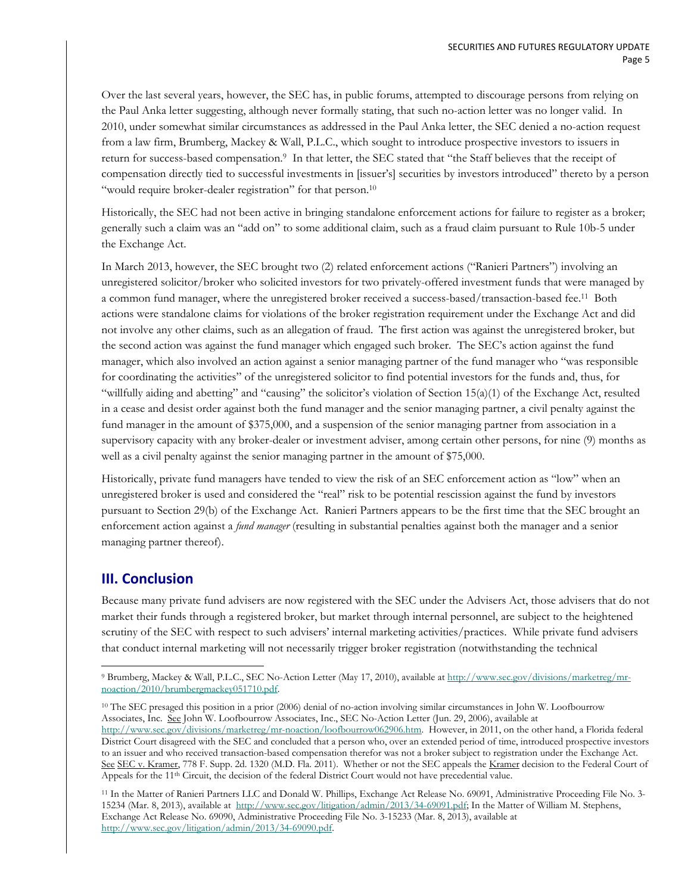Over the last several years, however, the SEC has, in public forums, attempted to discourage persons from relying on the Paul Anka letter suggesting, although never formally stating, that such no-action letter was no longer valid. In 2010, under somewhat similar circumstances as addressed in the Paul Anka letter, the SEC denied a no-action request from a law firm, Brumberg, Mackey & Wall, P.L.C., which sought to introduce prospective investors to issuers in return for success-based compensation.[9] In that letter, the SEC stated that "the Staff believes that the receipt of compensation directly tied to successful investments in [issuer's] securities by investors introduced" thereto by a person "would require broker-dealer registration" for that person.[10]

Historically, the SEC had not been active in bringing standalone enforcement actions for failure to register as a broker; generally such a claim was an "add on" to some additional claim, such as a fraud claim pursuant to Rule 10b-5 under the Exchange Act.

In March 2013, however, the SEC brought two (2) related enforcement actions ("Ranieri Partners") involving an unregistered solicitor/broker who solicited investors for two privately-offered investment funds that were managed by a common fund manager, where the unregistered broker received a success-based/transaction-based fee.[11] Both actions were standalone claims for violations of the broker registration requirement under the Exchange Act and did not involve any other claims, such as an allegation of fraud. The first action was against the unregistered broker, but the second action was against the fund manager which engaged such broker. The SEC's action against the fund manager, which also involved an action against a senior managing partner of the fund manager who "was responsible for coordinating the activities" of the unregistered solicitor to find potential investors for the funds and, thus, for "willfully aiding and abetting" and "causing" the solicitor's violation of Section 15(a)(1) of the Exchange Act, resulted in a cease and desist order against both the fund manager and the senior managing partner, a civil penalty against the fund manager in the amount of $375,000, and a suspension of the senior managing partner from association in a supervisory capacity with any broker-dealer or investment adviser, among certain other persons, for nine (9) months as well as a civil penalty against the senior managing partner in the amount of $75,000.

Historically, private fund managers have tended to view the risk of an SEC enforcement action as "low" when an unregistered broker is used and considered the "real" risk to be potential rescission against the fund by investors pursuant to Section 29(b) of the Exchange Act. Ranieri Partners appears to be the first time that the SEC brought an enforcement action against a *fund manager* (resulting in substantial penalties against both the manager and a senior managing partner thereof).

## III. Conclusion

Because many private fund advisers are now registered with the SEC under the Advisers Act, those advisers that do not market their funds through a registered broker, but market through internal personnel, are subject to the heightened scrutiny of the SEC with respect to such advisers' internal marketing activities/practices. While private fund advisers that conduct internal marketing will not necessarily trigger broker registration (notwithstanding the technical

---

[9] Brumberg, Mackey & Wall, P.L.C., SEC No-Action Letter (May 17, 2010), available at http://www.sec.gov/divisions/marketreg/mr-noaction/2010/brumbergmackey051710.pdf.

[10] The SEC presaged this position in a prior (2006) denial of no-action involving similar circumstances in John W. Loofbourrow Associates, Inc. See John W. Loofbourrow Associates, Inc., SEC No-Action Letter (Jun. 29, 2006), available at http://www.sec.gov/divisions/marketreg/mr-noaction/loofbourrow062906.htm. However, in 2011, on the other hand, a Florida federal District Court disagreed with the SEC and concluded that a person who, over an extended period of time, introduced prospective investors to an issuer and who received transaction-based compensation therefor was not a broker subject to registration under the Exchange Act. See SEC v. Kramer, 778 F. Supp. 2d. 1320 (M.D. Fla. 2011). Whether or not the SEC appeals the Kramer decision to the Federal Court of Appeals for the 11th Circuit, the decision of the federal District Court would not have precedential value.

[11] In the Matter of Ranieri Partners LLC and Donald W. Phillips, Exchange Act Release No. 69091, Administrative Proceeding File No. 3-15234 (Mar. 8, 2013), available at http://www.sec.gov/litigation/admin/2013/34-69091.pdf; In the Matter of William M. Stephens, Exchange Act Release No. 69090, Administrative Proceeding File No. 3-15233 (Mar. 8, 2013), available at http://www.sec.gov/litigation/admin/2013/34-69090.pdf.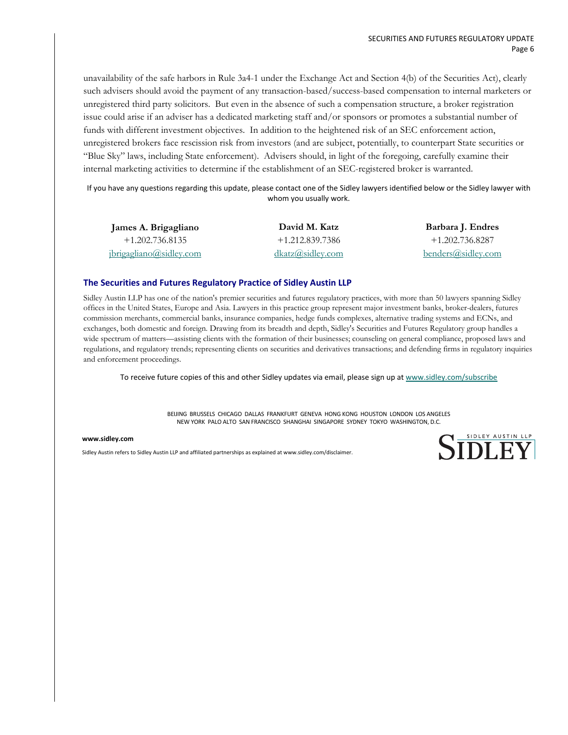unavailability of the safe harbors in Rule 3a4-1 under the Exchange Act and Section 4(b) of the Securities Act), clearly such advisers should avoid the payment of any transaction-based/success-based compensation to internal marketers or unregistered third party solicitors. But even in the absence of such a compensation structure, a broker registration issue could arise if an adviser has a dedicated marketing staff and/or sponsors or promotes a substantial number of funds with different investment objectives. In addition to the heightened risk of an SEC enforcement action, unregistered brokers face rescission risk from investors (and are subject, potentially, to counterpart State securities or "Blue Sky" laws, including State enforcement). Advisers should, in light of the foregoing, carefully examine their internal marketing activities to determine if the establishment of an SEC-registered broker is warranted.

If you have any questions regarding this update, please contact one of the Sidley lawyers identified below or the Sidley lawyer with whom you usually work.

| | | |
|---|---|---|
| **James A. Brigagliano** | **David M. Katz** | **Barbara J. Endres** |
| +1.202.736.8135 | +1.212.839.7386 | +1.202.736.8287 |
| jbrigagliano@sidley.com | dkatz@sidley.com | benders@sidley.com |

## The Securities and Futures Regulatory Practice of Sidley Austin LLP

Sidley Austin LLP has one of the nation's premier securities and futures regulatory practices, with more than 50 lawyers spanning Sidley offices in the United States, Europe and Asia. Lawyers in this practice group represent major investment banks, broker-dealers, futures commission merchants, commercial banks, insurance companies, hedge funds complexes, alternative trading systems and ECNs, and exchanges, both domestic and foreign. Drawing from its breadth and depth, Sidley's Securities and Futures Regulatory group handles a wide spectrum of matters—assisting clients with the formation of their businesses; counseling on general compliance, proposed laws and regulations, and regulatory trends; representing clients on securities and derivatives transactions; and defending firms in regulatory inquiries and enforcement proceedings.

To receive future copies of this and other Sidley updates via email, please sign up at www.sidley.com/subscribe

BEIJING BRUSSELS CHICAGO DALLAS FRANKFURT GENEVA HONG KONG HOUSTON LONDON LOS ANGELES NEW YORK PALO ALTO SAN FRANCISCO SHANGHAI SINGAPORE SYDNEY TOKYO WASHINGTON, D.C.

**www.sidley.com**

Sidley Austin refers to Sidley Austin LLP and affiliated partnerships as explained at www.sidley.com/disclaimer.

SIDLEY AUSTIN LLP
SIDLEY